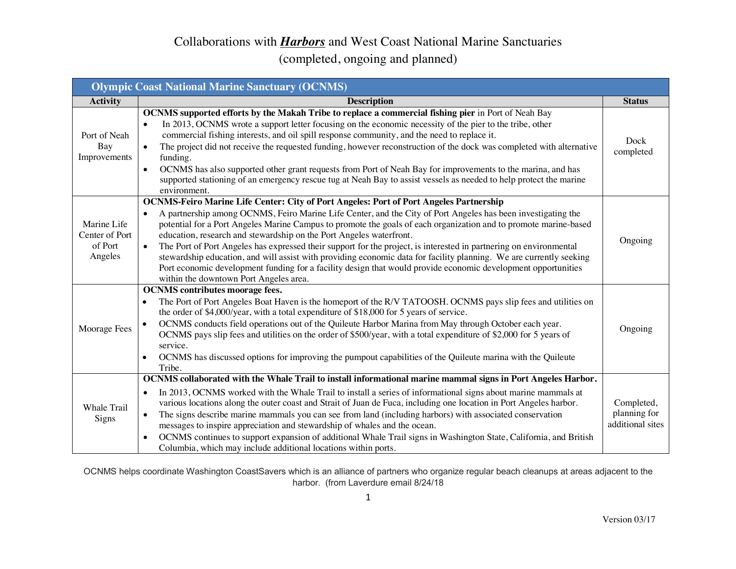# Collaborations with ***Harbors*** and West Coast National Marine Sanctuaries
## (completed, ongoing and planned)

| **Olympic Coast National Marine Sanctuary (OCNMS)** | | |
|---|---|---|
| **Activity** | **Description** | **Status** |
| Port of Neah Bay Improvements | **OCNMS supported efforts by the Makah Tribe to replace a commercial fishing pier** in Port of Neah Bay<br>• In 2013, OCNMS wrote a support letter focusing on the economic necessity of the pier to the tribe, other commercial fishing interests, and oil spill response community, and the need to replace it.<br>• The project did not receive the requested funding, however reconstruction of the dock was completed with alternative funding.<br>• OCNMS has also supported other grant requests from Port of Neah Bay for improvements to the marina, and has supported stationing of an emergency rescue tug at Neah Bay to assist vessels as needed to help protect the marine environment. | Dock completed |
| Marine Life Center of Port of Port Angeles | **OCNMS-Feiro Marine Life Center: City of Port Angeles: Port of Port Angeles Partnership**<br>• A partnership among OCNMS, Feiro Marine Life Center, and the City of Port Angeles has been investigating the potential for a Port Angeles Marine Campus to promote the goals of each organization and to promote marine-based education, research and stewardship on the Port Angeles waterfront.<br>• The Port of Port Angeles has expressed their support for the project, is interested in partnering on environmental stewardship education, and will assist with providing economic data for facility planning. We are currently seeking Port economic development funding for a facility design that would provide economic development opportunities within the downtown Port Angeles area. | Ongoing |
| Moorage Fees | **OCNMS contributes moorage fees.**<br>• The Port of Port Angeles Boat Haven is the homeport of the R/V TATOOSH. OCNMS pays slip fees and utilities on the order of $4,000/year, with a total expenditure of $18,000 for 5 years of service.<br>• OCNMS conducts field operations out of the Quileute Harbor Marina from May through October each year. OCNMS pays slip fees and utilities on the order of $500/year, with a total expenditure of $2,000 for 5 years of service.<br>• OCNMS has discussed options for improving the pumpout capabilities of the Quileute marina with the Quileute Tribe. | Ongoing |
| Whale Trail Signs | **OCNMS collaborated with the Whale Trail to install informational marine mammal signs in Port Angeles Harbor.**<br>• In 2013, OCNMS worked with the Whale Trail to install a series of informational signs about marine mammals at various locations along the outer coast and Strait of Juan de Fuca, including one location in Port Angeles harbor.<br>• The signs describe marine mammals you can see from land (including harbors) with associated conservation messages to inspire appreciation and stewardship of whales and the ocean.<br>• OCNMS continues to support expansion of additional Whale Trail signs in Washington State, California, and British Columbia, which may include additional locations within ports. | Completed, planning for additional sites |

OCNMS helps coordinate Washington CoastSavers which is an alliance of partners who organize regular beach cleanups at areas adjacent to the harbor. (from Laverdure email 8/24/18

Version 03/17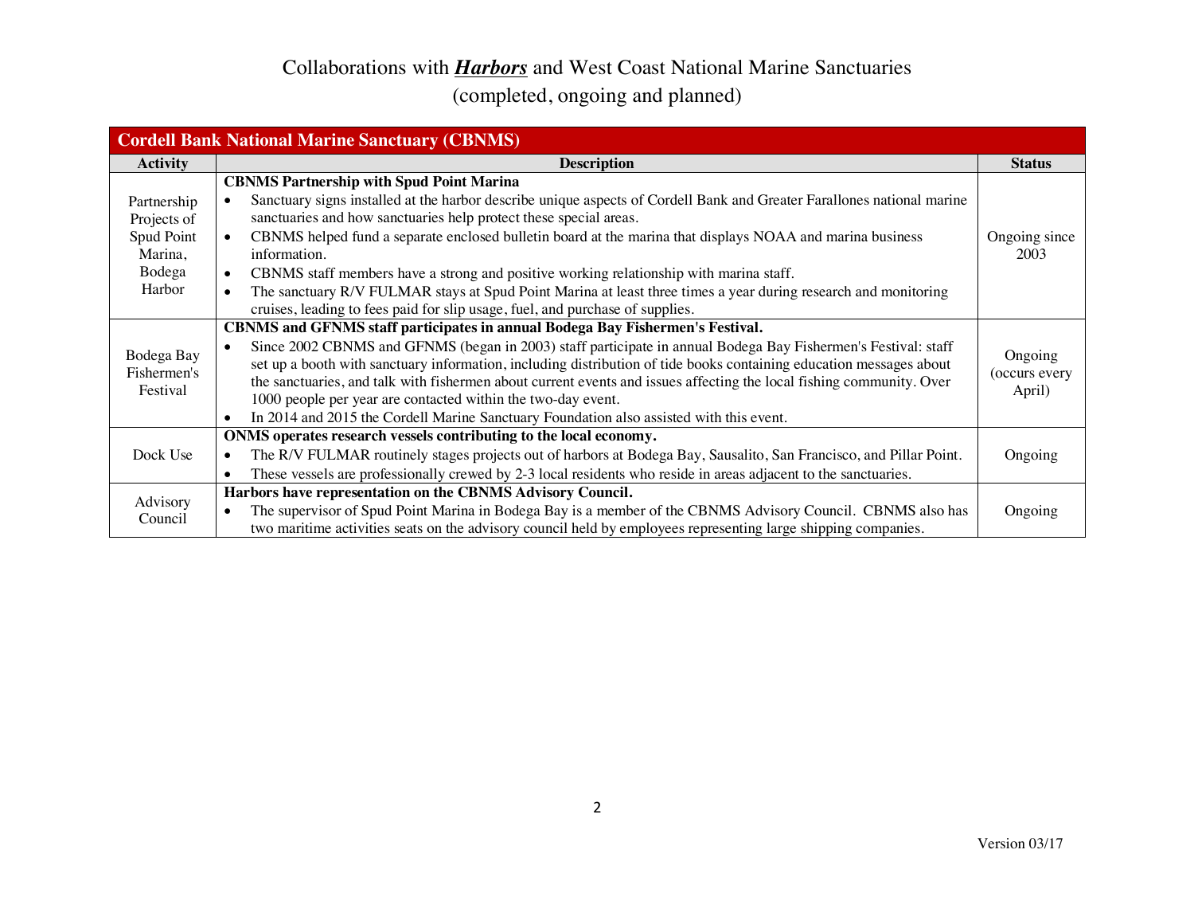# Collaborations with ***Harbors*** and West Coast National Marine Sanctuaries

(completed, ongoing and planned)

| Cordell Bank National Marine Sanctuary (CBNMS) | | |
|---|---|---|
| **Activity** | **Description** | **Status** |
| Partnership Projects of Spud Point Marina, Bodega Harbor | **CBNMS Partnership with Spud Point Marina**<br>• Sanctuary signs installed at the harbor describe unique aspects of Cordell Bank and Greater Farallones national marine sanctuaries and how sanctuaries help protect these special areas.<br>• CBNMS helped fund a separate enclosed bulletin board at the marina that displays NOAA and marina business information.<br>• CBNMS staff members have a strong and positive working relationship with marina staff.<br>• The sanctuary R/V FULMAR stays at Spud Point Marina at least three times a year during research and monitoring cruises, leading to fees paid for slip usage, fuel, and purchase of supplies. | Ongoing since 2003 |
| Bodega Bay Fishermen's Festival | **CBNMS and GFNMS staff participates in annual Bodega Bay Fishermen's Festival.**<br>• Since 2002 CBNMS and GFNMS (began in 2003) staff participate in annual Bodega Bay Fishermen's Festival: staff set up a booth with sanctuary information, including distribution of tide books containing education messages about the sanctuaries, and talk with fishermen about current events and issues affecting the local fishing community. Over 1000 people per year are contacted within the two-day event.<br>• In 2014 and 2015 the Cordell Marine Sanctuary Foundation also assisted with this event. | Ongoing (occurs every April) |
| Dock Use | **ONMS operates research vessels contributing to the local economy.**<br>• The R/V FULMAR routinely stages projects out of harbors at Bodega Bay, Sausalito, San Francisco, and Pillar Point.<br>• These vessels are professionally crewed by 2-3 local residents who reside in areas adjacent to the sanctuaries. | Ongoing |
| Advisory Council | **Harbors have representation on the CBNMS Advisory Council.**<br>• The supervisor of Spud Point Marina in Bodega Bay is a member of the CBNMS Advisory Council. CBNMS also has two maritime activities seats on the advisory council held by employees representing large shipping companies. | Ongoing |

Version 03/17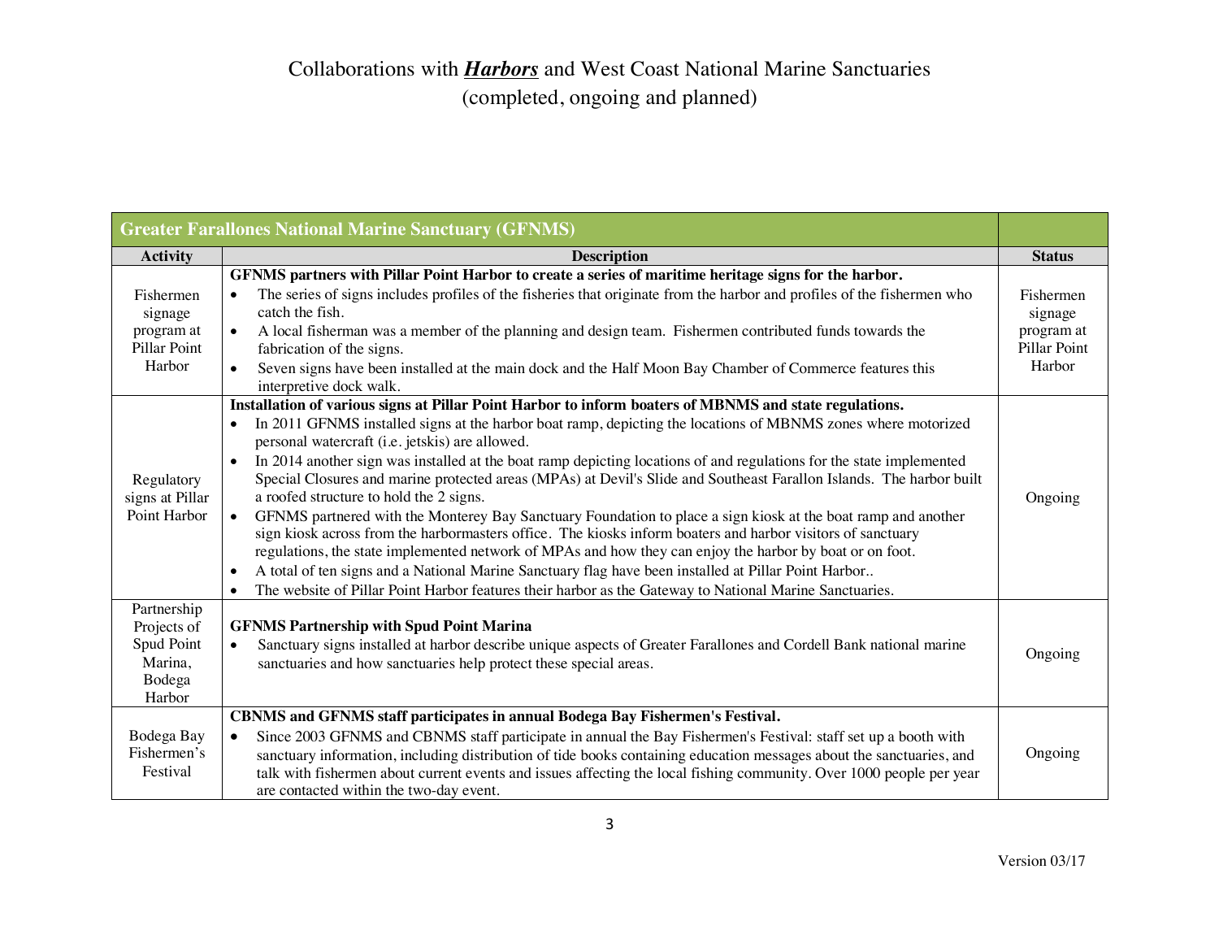# Collaborations with ***Harbors*** and West Coast National Marine Sanctuaries
(completed, ongoing and planned)

| **Greater Farallones National Marine Sanctuary (GFNMS)** | | |
|---|---|---|
| **Activity** | **Description** | **Status** |
| Fishermen signage program at Pillar Point Harbor | **GFNMS partners with Pillar Point Harbor to create a series of maritime heritage signs for the harbor.**<br>• The series of signs includes profiles of the fisheries that originate from the harbor and profiles of the fishermen who catch the fish.<br>• A local fisherman was a member of the planning and design team. Fishermen contributed funds towards the fabrication of the signs.<br>• Seven signs have been installed at the main dock and the Half Moon Bay Chamber of Commerce features this interpretive dock walk. | Fishermen signage program at Pillar Point Harbor |
| Regulatory signs at Pillar Point Harbor | **Installation of various signs at Pillar Point Harbor to inform boaters of MBNMS and state regulations.**<br>• In 2011 GFNMS installed signs at the harbor boat ramp, depicting the locations of MBNMS zones where motorized personal watercraft (i.e. jetskis) are allowed.<br>• In 2014 another sign was installed at the boat ramp depicting locations of and regulations for the state implemented Special Closures and marine protected areas (MPAs) at Devil's Slide and Southeast Farallon Islands. The harbor built a roofed structure to hold the 2 signs.<br>• GFNMS partnered with the Monterey Bay Sanctuary Foundation to place a sign kiosk at the boat ramp and another sign kiosk across from the harbormasters office. The kiosks inform boaters and harbor visitors of sanctuary regulations, the state implemented network of MPAs and how they can enjoy the harbor by boat or on foot.<br>• A total of ten signs and a National Marine Sanctuary flag have been installed at Pillar Point Harbor..<br>• The website of Pillar Point Harbor features their harbor as the Gateway to National Marine Sanctuaries. | Ongoing |
| Partnership Projects of Spud Point Marina, Bodega Harbor | **GFNMS Partnership with Spud Point Marina**<br>• Sanctuary signs installed at harbor describe unique aspects of Greater Farallones and Cordell Bank national marine sanctuaries and how sanctuaries help protect these special areas. | Ongoing |
| Bodega Bay Fishermen's Festival | **CBNMS and GFNMS staff participates in annual Bodega Bay Fishermen's Festival.**<br>• Since 2003 GFNMS and CBNMS staff participate in annual the Bay Fishermen's Festival: staff set up a booth with sanctuary information, including distribution of tide books containing education messages about the sanctuaries, and talk with fishermen about current events and issues affecting the local fishing community. Over 1000 people per year are contacted within the two-day event. | Ongoing |

Version 03/17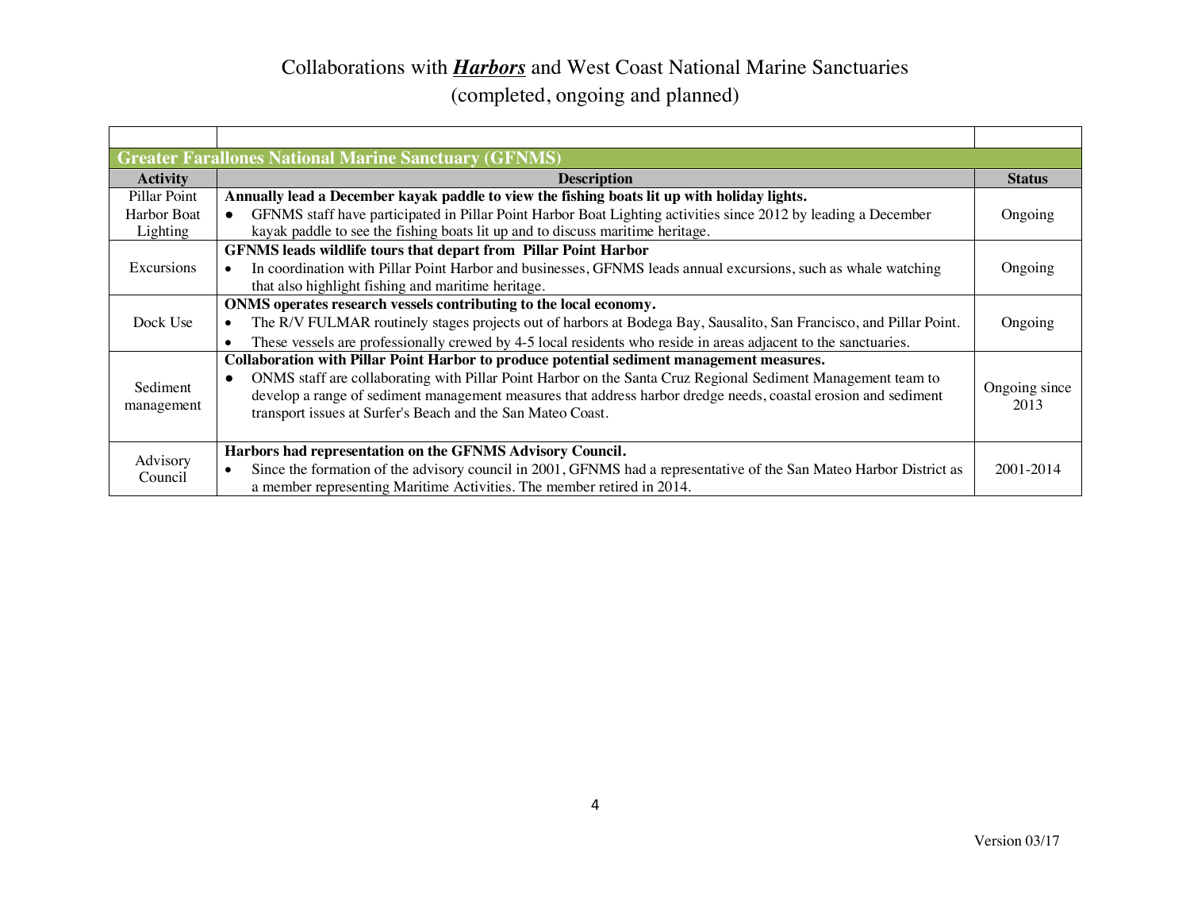# Collaborations with ***Harbors*** and West Coast National Marine Sanctuaries
(completed, ongoing and planned)

| | | |
|---|---|---|
| **Greater Farallones National Marine Sanctuary (GFNMS)** | | |
| **Activity** | **Description** | **Status** |
| Pillar Point Harbor Boat Lighting | **Annually lead a December kayak paddle to view the fishing boats lit up with holiday lights.**<br>• GFNMS staff have participated in Pillar Point Harbor Boat Lighting activities since 2012 by leading a December kayak paddle to see the fishing boats lit up and to discuss maritime heritage. | Ongoing |
| Excursions | **GFNMS leads wildlife tours that depart from Pillar Point Harbor**<br>• In coordination with Pillar Point Harbor and businesses, GFNMS leads annual excursions, such as whale watching that also highlight fishing and maritime heritage. | Ongoing |
| Dock Use | **ONMS operates research vessels contributing to the local economy.**<br>• The R/V FULMAR routinely stages projects out of harbors at Bodega Bay, Sausalito, San Francisco, and Pillar Point.<br>• These vessels are professionally crewed by 4-5 local residents who reside in areas adjacent to the sanctuaries. | Ongoing |
| Sediment management | **Collaboration with Pillar Point Harbor to produce potential sediment management measures.**<br>• ONMS staff are collaborating with Pillar Point Harbor on the Santa Cruz Regional Sediment Management team to develop a range of sediment management measures that address harbor dredge needs, coastal erosion and sediment transport issues at Surfer's Beach and the San Mateo Coast. | Ongoing since 2013 |
| Advisory Council | **Harbors had representation on the GFNMS Advisory Council.**<br>• Since the formation of the advisory council in 2001, GFNMS had a representative of the San Mateo Harbor District as a member representing Maritime Activities. The member retired in 2014. | 2001-2014 |

Version 03/17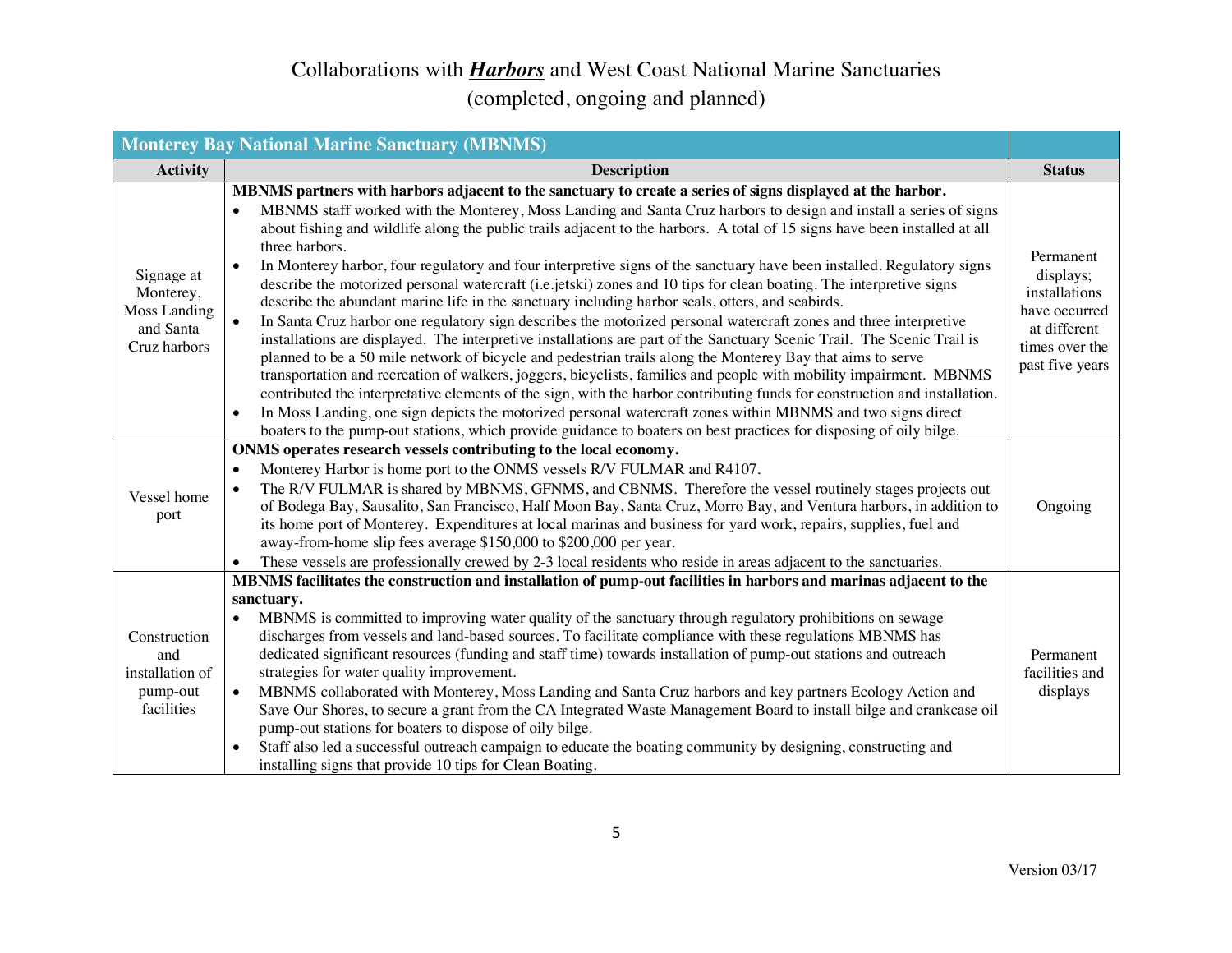# Collaborations with ***Harbors*** and West Coast National Marine Sanctuaries
(completed, ongoing and planned)

| Monterey Bay National Marine Sanctuary (MBNMS) | | |
|---|---|---|
| **Activity** | **Description** | **Status** |
| Signage at Monterey, Moss Landing and Santa Cruz harbors | **MBNMS partners with harbors adjacent to the sanctuary to create a series of signs displayed at the harbor.**<br>• MBNMS staff worked with the Monterey, Moss Landing and Santa Cruz harbors to design and install a series of signs about fishing and wildlife along the public trails adjacent to the harbors. A total of 15 signs have been installed at all three harbors.<br>• In Monterey harbor, four regulatory and four interpretive signs of the sanctuary have been installed. Regulatory signs describe the motorized personal watercraft (i.e.jetski) zones and 10 tips for clean boating. The interpretive signs describe the abundant marine life in the sanctuary including harbor seals, otters, and seabirds.<br>• In Santa Cruz harbor one regulatory sign describes the motorized personal watercraft zones and three interpretive installations are displayed. The interpretive installations are part of the Sanctuary Scenic Trail. The Scenic Trail is planned to be a 50 mile network of bicycle and pedestrian trails along the Monterey Bay that aims to serve transportation and recreation of walkers, joggers, bicyclists, families and people with mobility impairment. MBNMS contributed the interpretative elements of the sign, with the harbor contributing funds for construction and installation.<br>• In Moss Landing, one sign depicts the motorized personal watercraft zones within MBNMS and two signs direct boaters to the pump-out stations, which provide guidance to boaters on best practices for disposing of oily bilge. | Permanent displays; installations have occurred at different times over the past five years |
| Vessel home port | **ONMS operates research vessels contributing to the local economy.**<br>• Monterey Harbor is home port to the ONMS vessels R/V FULMAR and R4107.<br>• The R/V FULMAR is shared by MBNMS, GFNMS, and CBNMS. Therefore the vessel routinely stages projects out of Bodega Bay, Sausalito, San Francisco, Half Moon Bay, Santa Cruz, Morro Bay, and Ventura harbors, in addition to its home port of Monterey. Expenditures at local marinas and business for yard work, repairs, supplies, fuel and away-from-home slip fees average $150,000 to $200,000 per year.<br>• These vessels are professionally crewed by 2-3 local residents who reside in areas adjacent to the sanctuaries. | Ongoing |
| Construction and installation of pump-out facilities | **MBNMS facilitates the construction and installation of pump-out facilities in harbors and marinas adjacent to the sanctuary.**<br>• MBNMS is committed to improving water quality of the sanctuary through regulatory prohibitions on sewage discharges from vessels and land-based sources. To facilitate compliance with these regulations MBNMS has dedicated significant resources (funding and staff time) towards installation of pump-out stations and outreach strategies for water quality improvement.<br>• MBNMS collaborated with Monterey, Moss Landing and Santa Cruz harbors and key partners Ecology Action and Save Our Shores, to secure a grant from the CA Integrated Waste Management Board to install bilge and crankcase oil pump-out stations for boaters to dispose of oily bilge.<br>• Staff also led a successful outreach campaign to educate the boating community by designing, constructing and installing signs that provide 10 tips for Clean Boating. | Permanent facilities and displays |

Version 03/17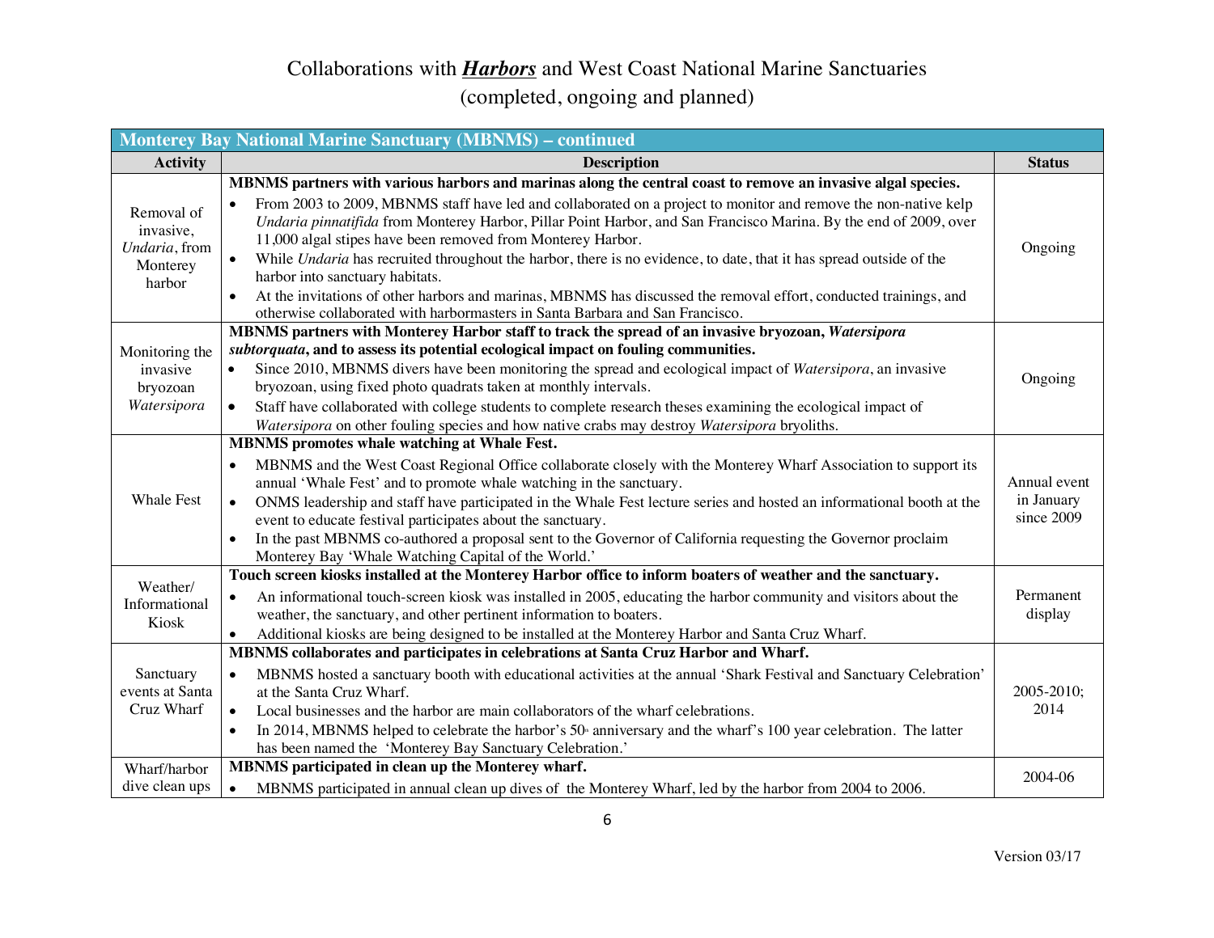# Collaborations with ***Harbors*** and West Coast National Marine Sanctuaries

(completed, ongoing and planned)

| Monterey Bay National Marine Sanctuary (MBNMS) – continued | | |
|---|---|---|
| **Activity** | **Description** | **Status** |
| Removal of invasive, *Undaria*, from Monterey harbor | **MBNMS partners with various harbors and marinas along the central coast to remove an invasive algal species.**<br>• From 2003 to 2009, MBNMS staff have led and collaborated on a project to monitor and remove the non-native kelp *Undaria pinnatifida* from Monterey Harbor, Pillar Point Harbor, and San Francisco Marina. By the end of 2009, over 11,000 algal stipes have been removed from Monterey Harbor.<br>• While *Undaria* has recruited throughout the harbor, there is no evidence, to date, that it has spread outside of the harbor into sanctuary habitats.<br>• At the invitations of other harbors and marinas, MBNMS has discussed the removal effort, conducted trainings, and otherwise collaborated with harbormasters in Santa Barbara and San Francisco. | Ongoing |
| Monitoring the invasive bryozoan *Watersipora* | **MBNMS partners with Monterey Harbor staff to track the spread of an invasive bryozoan, *Watersipora subtorquata*, and to assess its potential ecological impact on fouling communities.**<br>• Since 2010, MBNMS divers have been monitoring the spread and ecological impact of *Watersipora*, an invasive bryozoan, using fixed photo quadrats taken at monthly intervals.<br>• Staff have collaborated with college students to complete research theses examining the ecological impact of *Watersipora* on other fouling species and how native crabs may destroy *Watersipora* bryoliths. | Ongoing |
| Whale Fest | **MBNMS promotes whale watching at Whale Fest.**<br>• MBNMS and the West Coast Regional Office collaborate closely with the Monterey Wharf Association to support its annual 'Whale Fest' and to promote whale watching in the sanctuary.<br>• ONMS leadership and staff have participated in the Whale Fest lecture series and hosted an informational booth at the event to educate festival participates about the sanctuary.<br>• In the past MBNMS co-authored a proposal sent to the Governor of California requesting the Governor proclaim Monterey Bay 'Whale Watching Capital of the World.' | Annual event in January since 2009 |
| Weather/ Informational Kiosk | **Touch screen kiosks installed at the Monterey Harbor office to inform boaters of weather and the sanctuary.**<br>• An informational touch-screen kiosk was installed in 2005, educating the harbor community and visitors about the weather, the sanctuary, and other pertinent information to boaters.<br>• Additional kiosks are being designed to be installed at the Monterey Harbor and Santa Cruz Wharf. | Permanent display |
| Sanctuary events at Santa Cruz Wharf | **MBNMS collaborates and participates in celebrations at Santa Cruz Harbor and Wharf.**<br>• MBNMS hosted a sanctuary booth with educational activities at the annual 'Shark Festival and Sanctuary Celebration' at the Santa Cruz Wharf.<br>• Local businesses and the harbor are main collaborators of the wharf celebrations.<br>• In 2014, MBNMS helped to celebrate the harbor's 50th anniversary and the wharf's 100 year celebration. The latter has been named the 'Monterey Bay Sanctuary Celebration.' | 2005-2010; 2014 |
| Wharf/harbor dive clean ups | **MBNMS participated in clean up the Monterey wharf.**<br>• MBNMS participated in annual clean up dives of the Monterey Wharf, led by the harbor from 2004 to 2006. | 2004-06 |

Version 03/17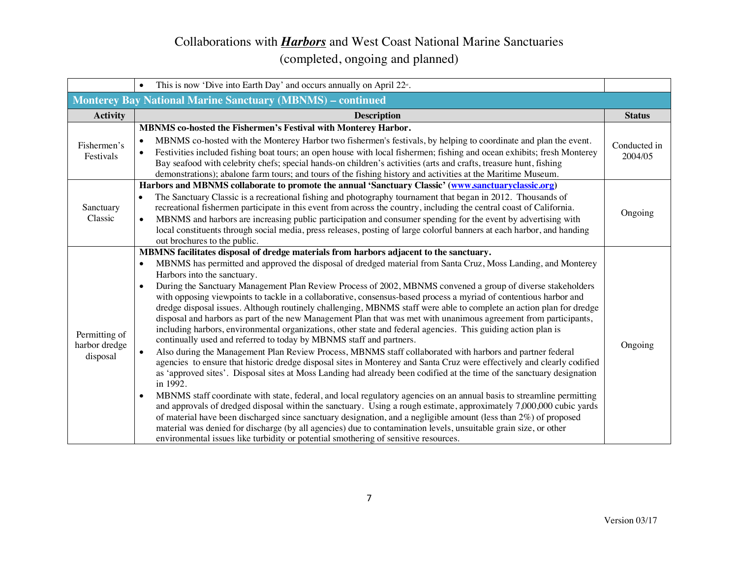# Collaborations with ***Harbors*** and West Coast National Marine Sanctuaries
## (completed, ongoing and planned)

| | | |
|---|---|---|
| | • This is now 'Dive into Earth Day' and occurs annually on April 22nd. | |
| **Monterey Bay National Marine Sanctuary (MBNMS) – continued** | | |
| **Activity** | **Description** | **Status** |
| Fishermen's Festivals | **MBNMS co-hosted the Fishermen's Festival with Monterey Harbor.** <br> • MBNMS co-hosted with the Monterey Harbor two fishermen's festivals, by helping to coordinate and plan the event. <br> • Festivities included fishing boat tours; an open house with local fishermen; fishing and ocean exhibits; fresh Monterey Bay seafood with celebrity chefs; special hands-on children's activities (arts and crafts, treasure hunt, fishing demonstrations); abalone farm tours; and tours of the fishing history and activities at the Maritime Museum. | Conducted in 2004/05 |
| Sanctuary Classic | **Harbors and MBNMS collaborate to promote the annual 'Sanctuary Classic' (www.sanctuaryclassic.org)** <br> • The Sanctuary Classic is a recreational fishing and photography tournament that began in 2012. Thousands of recreational fishermen participate in this event from across the country, including the central coast of California. <br> • MBNMS and harbors are increasing public participation and consumer spending for the event by advertising with local constituents through social media, press releases, posting of large colorful banners at each harbor, and handing out brochures to the public. | Ongoing |
| Permitting of harbor dredge disposal | **MBMNS facilitates disposal of dredge materials from harbors adjacent to the sanctuary.** <br> • MBNMS has permitted and approved the disposal of dredged material from Santa Cruz, Moss Landing, and Monterey Harbors into the sanctuary. <br> • During the Sanctuary Management Plan Review Process of 2002, MBNMS convened a group of diverse stakeholders with opposing viewpoints to tackle in a collaborative, consensus-based process a myriad of contentious harbor and dredge disposal issues. Although routinely challenging, MBNMS staff were able to complete an action plan for dredge disposal and harbors as part of the new Management Plan that was met with unanimous agreement from participants, including harbors, environmental organizations, other state and federal agencies. This guiding action plan is continually used and referred to today by MBNMS staff and partners. <br> • Also during the Management Plan Review Process, MBNMS staff collaborated with harbors and partner federal agencies to ensure that historic dredge disposal sites in Monterey and Santa Cruz were effectively and clearly codified as 'approved sites'. Disposal sites at Moss Landing had already been codified at the time of the sanctuary designation in 1992. <br> • MBNMS staff coordinate with state, federal, and local regulatory agencies on an annual basis to streamline permitting and approvals of dredged disposal within the sanctuary. Using a rough estimate, approximately 7,000,000 cubic yards of material have been discharged since sanctuary designation, and a negligible amount (less than 2%) of proposed material was denied for discharge (by all agencies) due to contamination levels, unsuitable grain size, or other environmental issues like turbidity or potential smothering of sensitive resources. | Ongoing |

Version 03/17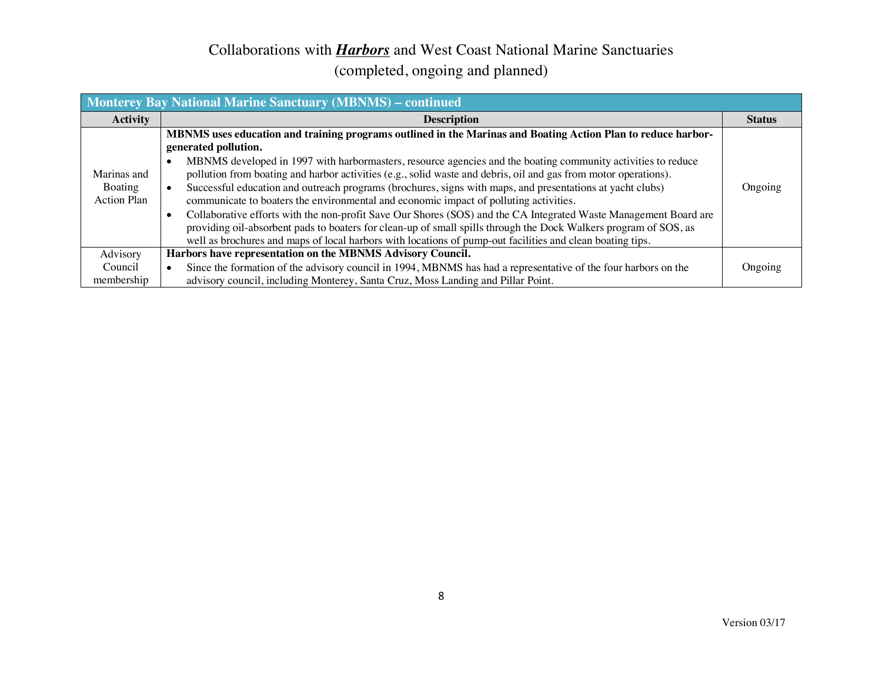# Collaborations with ***Harbors*** and West Coast National Marine Sanctuaries

(completed, ongoing and planned)

| Monterey Bay National Marine Sanctuary (MBNMS) – continued | | |
|---|---|---|
| **Activity** | **Description** | **Status** |
| Marinas and Boating Action Plan | **MBNMS uses education and training programs outlined in the Marinas and Boating Action Plan to reduce harbor-generated pollution.**<br>• MBNMS developed in 1997 with harbormasters, resource agencies and the boating community activities to reduce pollution from boating and harbor activities (e.g., solid waste and debris, oil and gas from motor operations).<br>• Successful education and outreach programs (brochures, signs with maps, and presentations at yacht clubs) communicate to boaters the environmental and economic impact of polluting activities.<br>• Collaborative efforts with the non-profit Save Our Shores (SOS) and the CA Integrated Waste Management Board are providing oil-absorbent pads to boaters for clean-up of small spills through the Dock Walkers program of SOS, as well as brochures and maps of local harbors with locations of pump-out facilities and clean boating tips. | Ongoing |
| Advisory Council membership | **Harbors have representation on the MBNMS Advisory Council.**<br>• Since the formation of the advisory council in 1994, MBNMS has had a representative of the four harbors on the advisory council, including Monterey, Santa Cruz, Moss Landing and Pillar Point. | Ongoing |

Version 03/17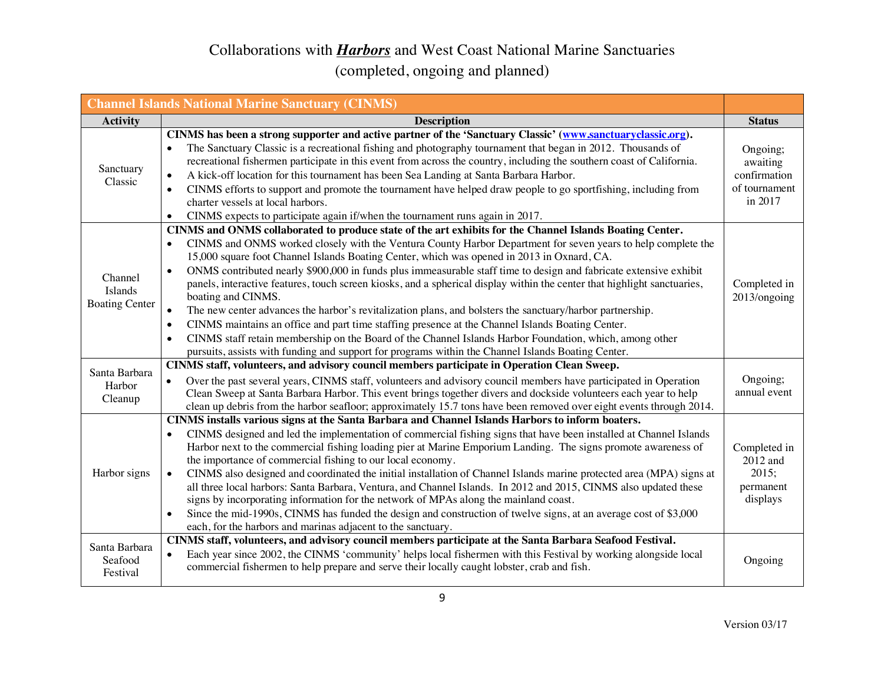# Collaborations with ***Harbors*** and West Coast National Marine Sanctuaries

(completed, ongoing and planned)

| **Channel Islands National Marine Sanctuary (CINMS)** | | |
|---|---|---|
| **Activity** | **Description** | **Status** |
| Sanctuary Classic | **CINMS has been a strong supporter and active partner of the 'Sanctuary Classic' (www.sanctuaryclassic.org).**<br>• The Sanctuary Classic is a recreational fishing and photography tournament that began in 2012. Thousands of recreational fishermen participate in this event from across the country, including the southern coast of California.<br>• A kick-off location for this tournament has been Sea Landing at Santa Barbara Harbor.<br>• CINMS efforts to support and promote the tournament have helped draw people to go sportfishing, including from charter vessels at local harbors.<br>• CINMS expects to participate again if/when the tournament runs again in 2017. | Ongoing; awaiting confirmation of tournament in 2017 |
| Channel Islands Boating Center | **CINMS and ONMS collaborated to produce state of the art exhibits for the Channel Islands Boating Center.**<br>• CINMS and ONMS worked closely with the Ventura County Harbor Department for seven years to help complete the 15,000 square foot Channel Islands Boating Center, which was opened in 2013 in Oxnard, CA.<br>• ONMS contributed nearly $900,000 in funds plus immeasurable staff time to design and fabricate extensive exhibit panels, interactive features, touch screen kiosks, and a spherical display within the center that highlight sanctuaries, boating and CINMS.<br>• The new center advances the harbor's revitalization plans, and bolsters the sanctuary/harbor partnership.<br>• CINMS maintains an office and part time staffing presence at the Channel Islands Boating Center.<br>• CINMS staff retain membership on the Board of the Channel Islands Harbor Foundation, which, among other pursuits, assists with funding and support for programs within the Channel Islands Boating Center. | Completed in 2013/ongoing |
| Santa Barbara Harbor Cleanup | **CINMS staff, volunteers, and advisory council members participate in Operation Clean Sweep.**<br>• Over the past several years, CINMS staff, volunteers and advisory council members have participated in Operation Clean Sweep at Santa Barbara Harbor. This event brings together divers and dockside volunteers each year to help clean up debris from the harbor seafloor; approximately 15.7 tons have been removed over eight events through 2014. | Ongoing; annual event |
| Harbor signs | **CINMS installs various signs at the Santa Barbara and Channel Islands Harbors to inform boaters.**<br>• CINMS designed and led the implementation of commercial fishing signs that have been installed at Channel Islands Harbor next to the commercial fishing loading pier at Marine Emporium Landing. The signs promote awareness of the importance of commercial fishing to our local economy.<br>• CINMS also designed and coordinated the initial installation of Channel Islands marine protected area (MPA) signs at all three local harbors: Santa Barbara, Ventura, and Channel Islands. In 2012 and 2015, CINMS also updated these signs by incorporating information for the network of MPAs along the mainland coast.<br>• Since the mid-1990s, CINMS has funded the design and construction of twelve signs, at an average cost of $3,000 each, for the harbors and marinas adjacent to the sanctuary. | Completed in 2012 and 2015; permanent displays |
| Santa Barbara Seafood Festival | **CINMS staff, volunteers, and advisory council members participate at the Santa Barbara Seafood Festival.**<br>• Each year since 2002, the CINMS 'community' helps local fishermen with this Festival by working alongside local commercial fishermen to help prepare and serve their locally caught lobster, crab and fish. | Ongoing |

Version 03/17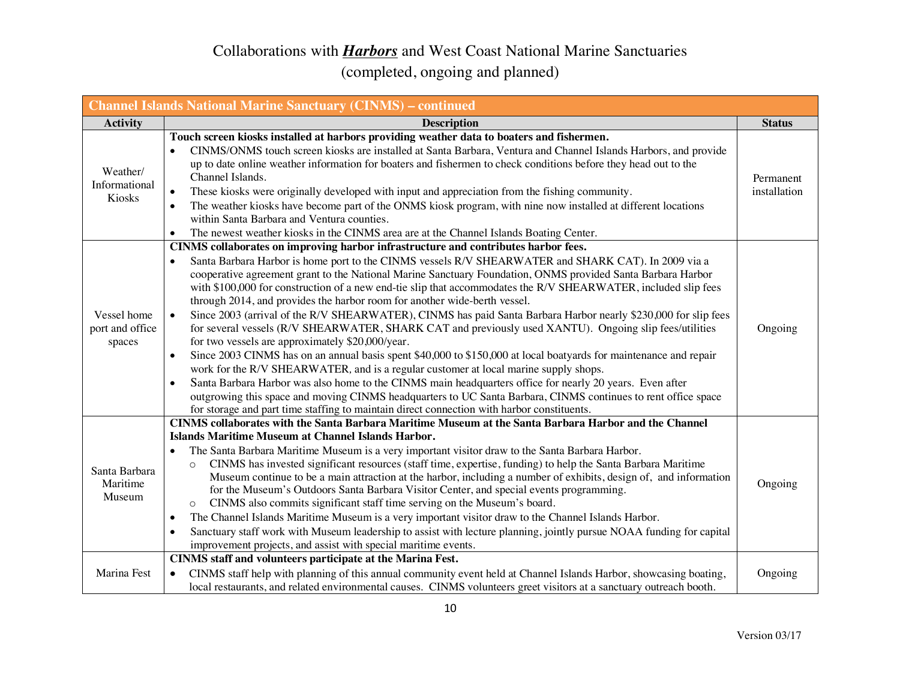# Collaborations with ***Harbors*** and West Coast National Marine Sanctuaries

(completed, ongoing and planned)

| Channel Islands National Marine Sanctuary (CINMS) – continued | | |
|---|---|---|
| **Activity** | **Description** | **Status** |
| Weather/ Informational Kiosks | **Touch screen kiosks installed at harbors providing weather data to boaters and fishermen.**<br>• CINMS/ONMS touch screen kiosks are installed at Santa Barbara, Ventura and Channel Islands Harbors, and provide up to date online weather information for boaters and fishermen to check conditions before they head out to the Channel Islands.<br>• These kiosks were originally developed with input and appreciation from the fishing community.<br>• The weather kiosks have become part of the ONMS kiosk program, with nine now installed at different locations within Santa Barbara and Ventura counties.<br>• The newest weather kiosks in the CINMS area are at the Channel Islands Boating Center. | Permanent installation |
| Vessel home port and office spaces | **CINMS collaborates on improving harbor infrastructure and contributes harbor fees.**<br>• Santa Barbara Harbor is home port to the CINMS vessels R/V SHEARWATER and SHARK CAT). In 2009 via a cooperative agreement grant to the National Marine Sanctuary Foundation, ONMS provided Santa Barbara Harbor with $100,000 for construction of a new end-tie slip that accommodates the R/V SHEARWATER, included slip fees through 2014, and provides the harbor room for another wide-berth vessel.<br>• Since 2003 (arrival of the R/V SHEARWATER), CINMS has paid Santa Barbara Harbor nearly $230,000 for slip fees for several vessels (R/V SHEARWATER, SHARK CAT and previously used XANTU). Ongoing slip fees/utilities for two vessels are approximately $20,000/year.<br>• Since 2003 CINMS has on an annual basis spent $40,000 to $150,000 at local boatyards for maintenance and repair work for the R/V SHEARWATER, and is a regular customer at local marine supply shops.<br>• Santa Barbara Harbor was also home to the CINMS main headquarters office for nearly 20 years. Even after outgrowing this space and moving CINMS headquarters to UC Santa Barbara, CINMS continues to rent office space for storage and part time staffing to maintain direct connection with harbor constituents. | Ongoing |
| Santa Barbara Maritime Museum | **CINMS collaborates with the Santa Barbara Maritime Museum at the Santa Barbara Harbor and the Channel Islands Maritime Museum at Channel Islands Harbor.**<br>• The Santa Barbara Maritime Museum is a very important visitor draw to the Santa Barbara Harbor.<br>&nbsp;&nbsp;&nbsp;○ CINMS has invested significant resources (staff time, expertise, funding) to help the Santa Barbara Maritime Museum continue to be a main attraction at the harbor, including a number of exhibits, design of, and information for the Museum's Outdoors Santa Barbara Visitor Center, and special events programming.<br>&nbsp;&nbsp;&nbsp;○ CINMS also commits significant staff time serving on the Museum's board.<br>• The Channel Islands Maritime Museum is a very important visitor draw to the Channel Islands Harbor.<br>• Sanctuary staff work with Museum leadership to assist with lecture planning, jointly pursue NOAA funding for capital improvement projects, and assist with special maritime events. | Ongoing |
| Marina Fest | **CINMS staff and volunteers participate at the Marina Fest.**<br>• CINMS staff help with planning of this annual community event held at Channel Islands Harbor, showcasing boating, local restaurants, and related environmental causes. CINMS volunteers greet visitors at a sanctuary outreach booth. | Ongoing |

Version 03/17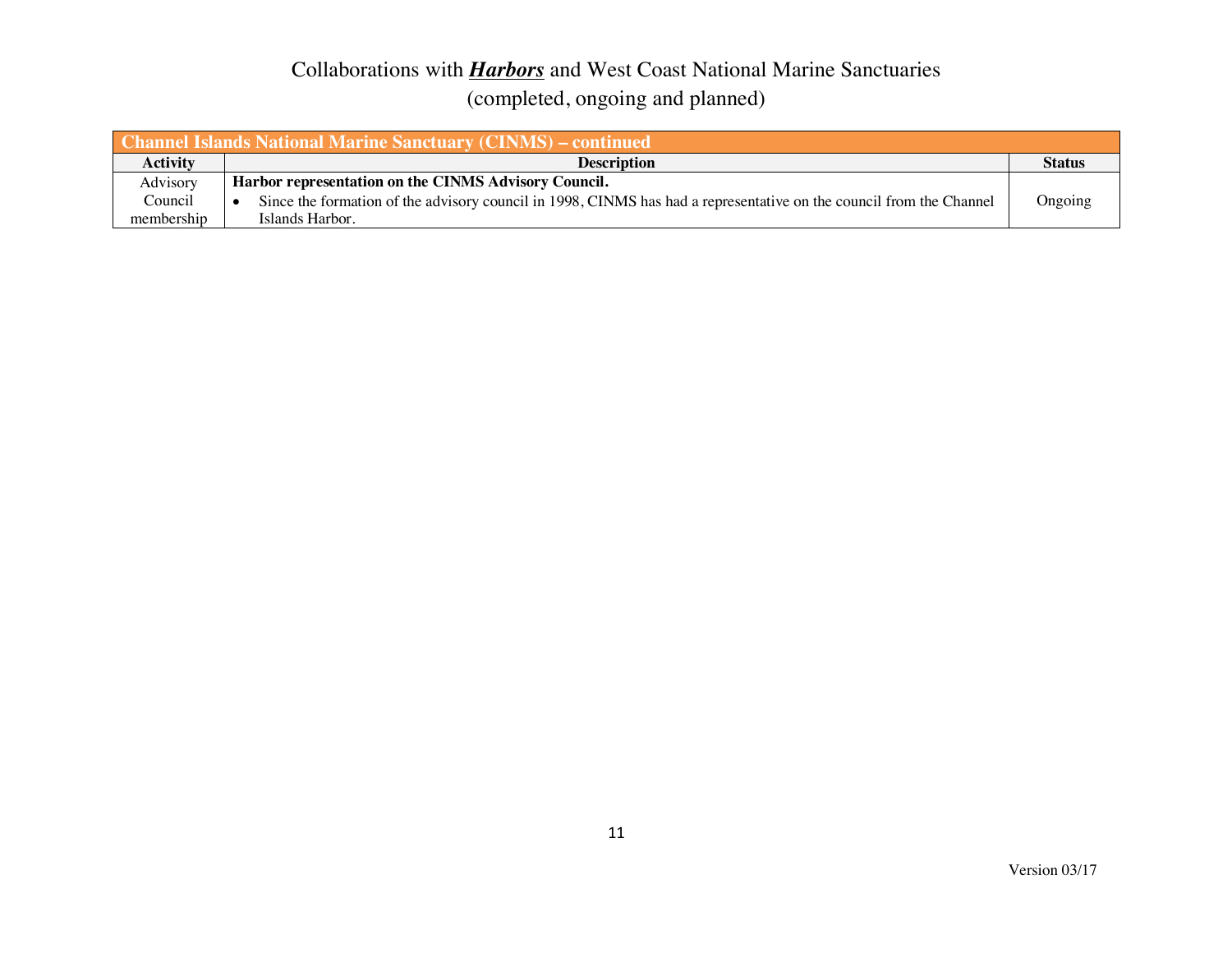# Collaborations with ***Harbors*** and West Coast National Marine Sanctuaries

(completed, ongoing and planned)

| Channel Islands National Marine Sanctuary (CINMS) – continued | | |
|---|---|---|
| **Activity** | **Description** | **Status** |
| Advisory Council membership | **Harbor representation on the CINMS Advisory Council.** <br>• Since the formation of the advisory council in 1998, CINMS has had a representative on the council from the Channel Islands Harbor. | Ongoing |

Version 03/17